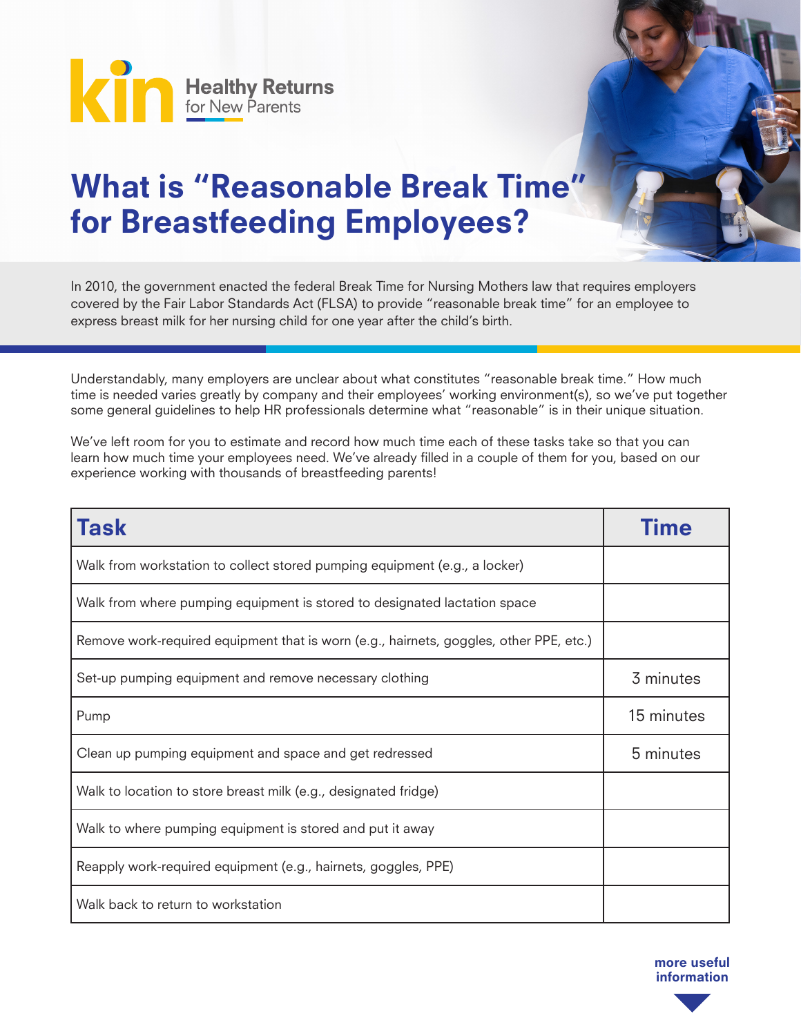kin Healthy Returns for New Parents

# What is "Reasonable Break Time" for Breastfeeding Employees?

In 2010, the government enacted the federal Break Time for Nursing Mothers law that requires employers covered by the Fair Labor Standards Act (FLSA) to provide "reasonable break time" for an employee to express breast milk for her nursing child for one year after the child's birth.

Understandably, many employers are unclear about what constitutes "reasonable break time." How much time is needed varies greatly by company and their employees' working environment(s), so we've put together some general guidelines to help HR professionals determine what "reasonable" is in their unique situation.

We've left room for you to estimate and record how much time each of these tasks take so that you can learn how much time your employees need. We've already filled in a couple of them for you, based on our experience working with thousands of breastfeeding parents!

| Task | Time |
| --- | --- |
| Walk from workstation to collect stored pumping equipment (e.g., a locker) | |
| Walk from where pumping equipment is stored to designated lactation space | |
| Remove work-required equipment that is worn (e.g., hairnets, goggles, other PPE, etc.) | |
| Set-up pumping equipment and remove necessary clothing | 3 minutes |
| Pump | 15 minutes |
| Clean up pumping equipment and space and get redressed | 5 minutes |
| Walk to location to store breast milk (e.g., designated fridge) | |
| Walk to where pumping equipment is stored and put it away | |
| Reapply work-required equipment (e.g., hairnets, goggles, PPE) | |
| Walk back to return to workstation | |

**more useful information**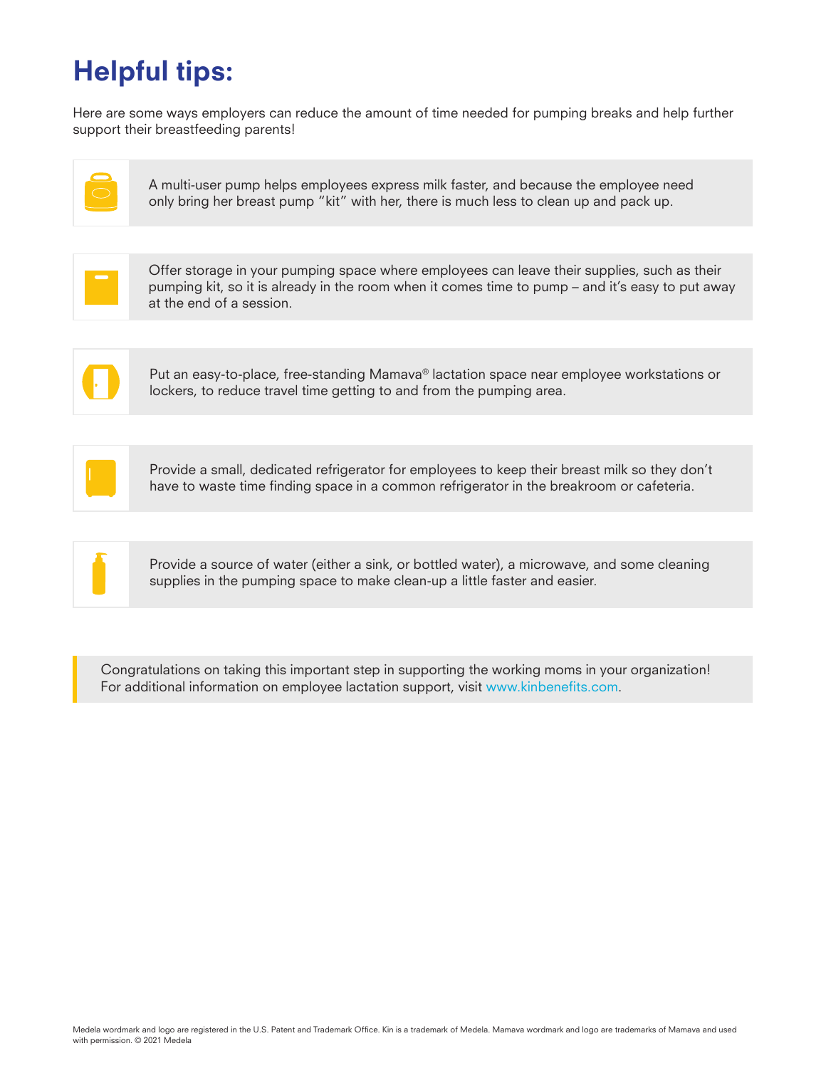# Helpful tips:

Here are some ways employers can reduce the amount of time needed for pumping breaks and help further support their breastfeeding parents!

A multi-user pump helps employees express milk faster, and because the employee need only bring her breast pump "kit" with her, there is much less to clean up and pack up.

Offer storage in your pumping space where employees can leave their supplies, such as their pumping kit, so it is already in the room when it comes time to pump – and it's easy to put away at the end of a session.

Put an easy-to-place, free-standing Mamava® lactation space near employee workstations or lockers, to reduce travel time getting to and from the pumping area.

Provide a small, dedicated refrigerator for employees to keep their breast milk so they don't have to waste time finding space in a common refrigerator in the breakroom or cafeteria.

Provide a source of water (either a sink, or bottled water), a microwave, and some cleaning supplies in the pumping space to make clean-up a little faster and easier.

Congratulations on taking this important step in supporting the working moms in your organization! For additional information on employee lactation support, visit www.kinbenefits.com.

Medela wordmark and logo are registered in the U.S. Patent and Trademark Office. Kin is a trademark of Medela. Mamava wordmark and logo are trademarks of Mamava and used with permission. © 2021 Medela